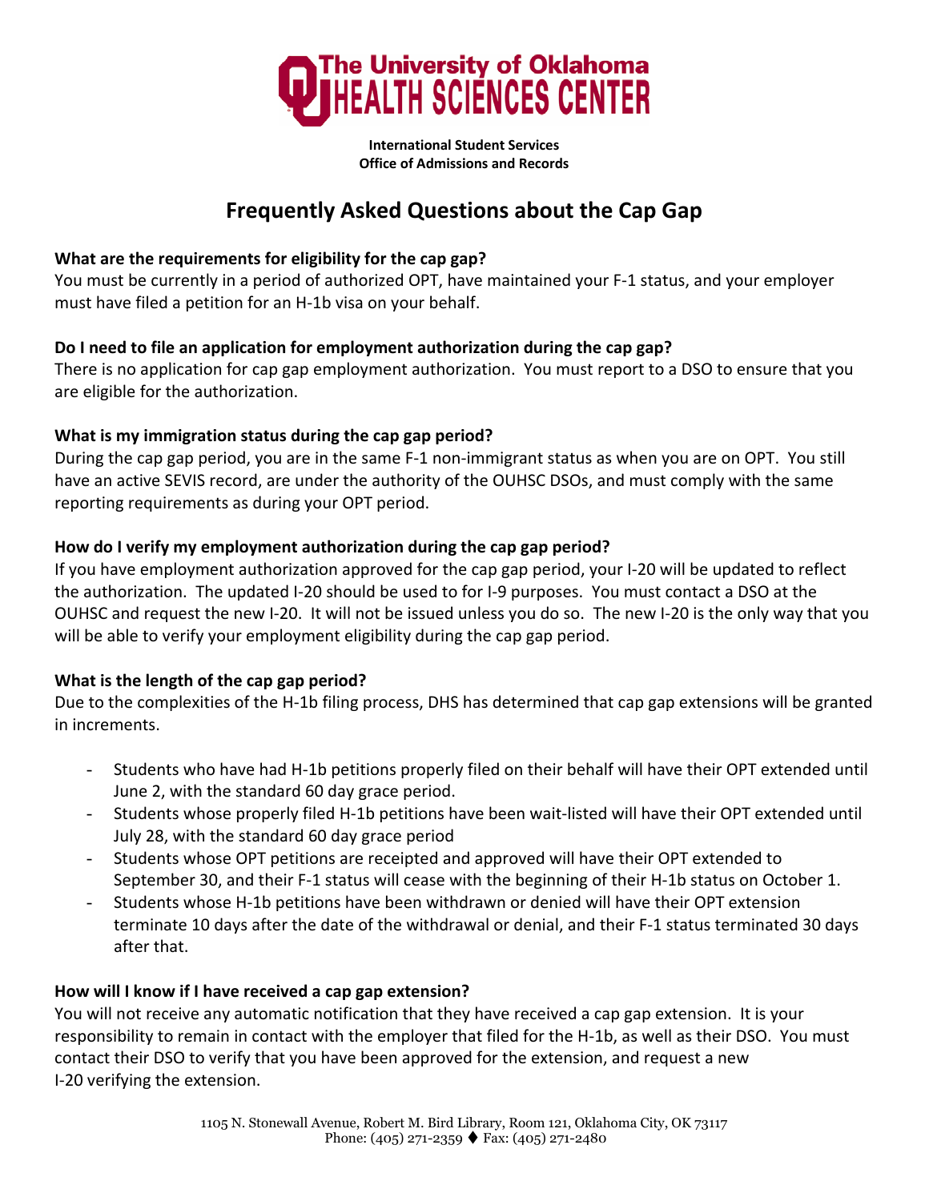The University of Oklahoma
HEALTH SCIENCES CENTER

**International Student Services**
**Office of Admissions and Records**

# Frequently Asked Questions about the Cap Gap

**What are the requirements for eligibility for the cap gap?**
You must be currently in a period of authorized OPT, have maintained your F-1 status, and your employer must have filed a petition for an H-1b visa on your behalf.

**Do I need to file an application for employment authorization during the cap gap?**
There is no application for cap gap employment authorization. You must report to a DSO to ensure that you are eligible for the authorization.

**What is my immigration status during the cap gap period?**
During the cap gap period, you are in the same F-1 non-immigrant status as when you are on OPT. You still have an active SEVIS record, are under the authority of the OUHSC DSOs, and must comply with the same reporting requirements as during your OPT period.

**How do I verify my employment authorization during the cap gap period?**
If you have employment authorization approved for the cap gap period, your I-20 will be updated to reflect the authorization. The updated I-20 should be used to for I-9 purposes. You must contact a DSO at the OUHSC and request the new I-20. It will not be issued unless you do so. The new I-20 is the only way that you will be able to verify your employment eligibility during the cap gap period.

**What is the length of the cap gap period?**
Due to the complexities of the H-1b filing process, DHS has determined that cap gap extensions will be granted in increments.

- Students who have had H-1b petitions properly filed on their behalf will have their OPT extended until June 2, with the standard 60 day grace period.
- Students whose properly filed H-1b petitions have been wait-listed will have their OPT extended until July 28, with the standard 60 day grace period
- Students whose OPT petitions are receipted and approved will have their OPT extended to September 30, and their F-1 status will cease with the beginning of their H-1b status on October 1.
- Students whose H-1b petitions have been withdrawn or denied will have their OPT extension terminate 10 days after the date of the withdrawal or denial, and their F-1 status terminated 30 days after that.

**How will I know if I have received a cap gap extension?**
You will not receive any automatic notification that they have received a cap gap extension. It is your responsibility to remain in contact with the employer that filed for the H-1b, as well as their DSO. You must contact their DSO to verify that you have been approved for the extension, and request a new I-20 verifying the extension.

1105 N. Stonewall Avenue, Robert M. Bird Library, Room 121, Oklahoma City, OK 73117
Phone: (405) 271-2359 ♦ Fax: (405) 271-2480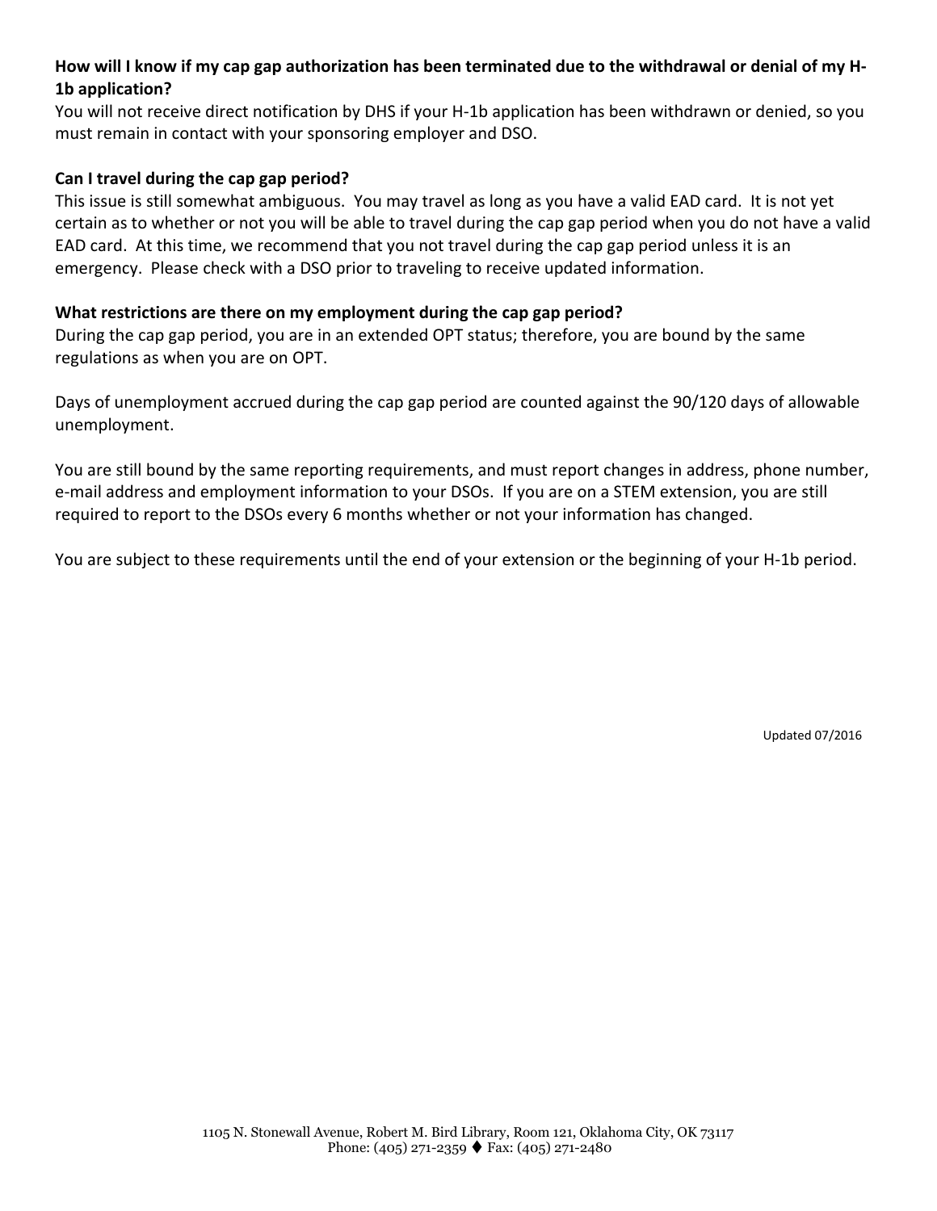**How will I know if my cap gap authorization has been terminated due to the withdrawal or denial of my H-1b application?**

You will not receive direct notification by DHS if your H-1b application has been withdrawn or denied, so you must remain in contact with your sponsoring employer and DSO.

**Can I travel during the cap gap period?**

This issue is still somewhat ambiguous. You may travel as long as you have a valid EAD card. It is not yet certain as to whether or not you will be able to travel during the cap gap period when you do not have a valid EAD card. At this time, we recommend that you not travel during the cap gap period unless it is an emergency. Please check with a DSO prior to traveling to receive updated information.

**What restrictions are there on my employment during the cap gap period?**

During the cap gap period, you are in an extended OPT status; therefore, you are bound by the same regulations as when you are on OPT.

Days of unemployment accrued during the cap gap period are counted against the 90/120 days of allowable unemployment.

You are still bound by the same reporting requirements, and must report changes in address, phone number, e-mail address and employment information to your DSOs. If you are on a STEM extension, you are still required to report to the DSOs every 6 months whether or not your information has changed.

You are subject to these requirements until the end of your extension or the beginning of your H-1b period.

Updated 07/2016

1105 N. Stonewall Avenue, Robert M. Bird Library, Room 121, Oklahoma City, OK 73117
Phone: (405) 271-2359 ⧫ Fax: (405) 271-2480